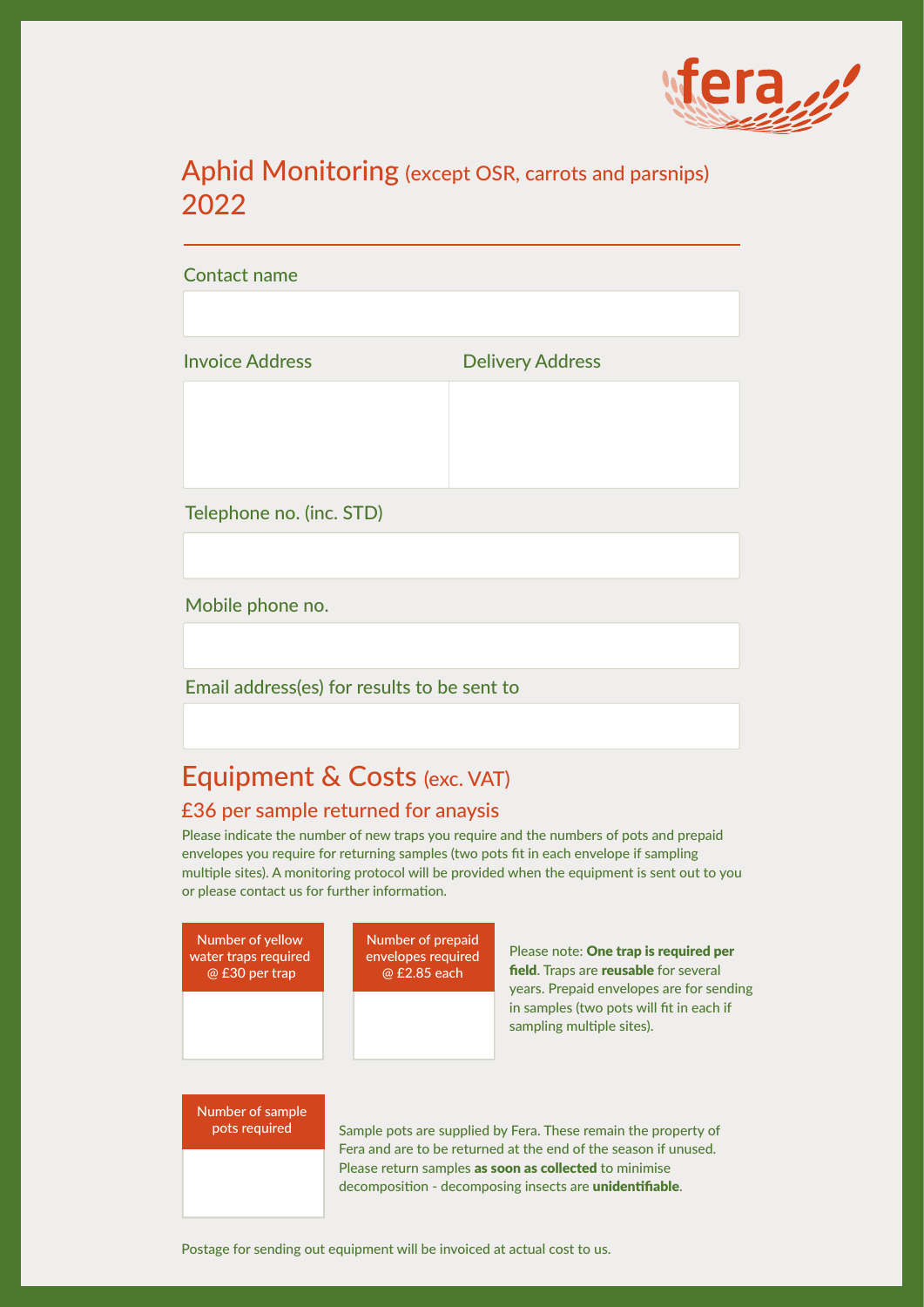# Aphid Monitoring (except OSR, carrots and parsnips) 2022

Contact name

Invoice Address

Delivery Address

Telephone no. (inc. STD)

Mobile phone no.

Email address(es) for results to be sent to

## Equipment & Costs (exc. VAT)

### £36 per sample returned for anaysis

Please indicate the number of new traps you require and the numbers of pots and prepaid envelopes you require for returning samples (two pots fit in each envelope if sampling multiple sites). A monitoring protocol will be provided when the equipment is sent out to you or please contact us for further information.

| Number of yellow water traps required @ £30 per trap | Number of prepaid envelopes required @ £2.85 each |
|---|---|
| | |

Please note: **One trap is required per field**. Traps are **reusable** for several years. Prepaid envelopes are for sending in samples (two pots will fit in each if sampling multiple sites).

| Number of sample pots required |
|---|
| |

Sample pots are supplied by Fera. These remain the property of Fera and are to be returned at the end of the season if unused. Please return samples **as soon as collected** to minimise decomposition - decomposing insects are **unidentifiable**.

Postage for sending out equipment will be invoiced at actual cost to us.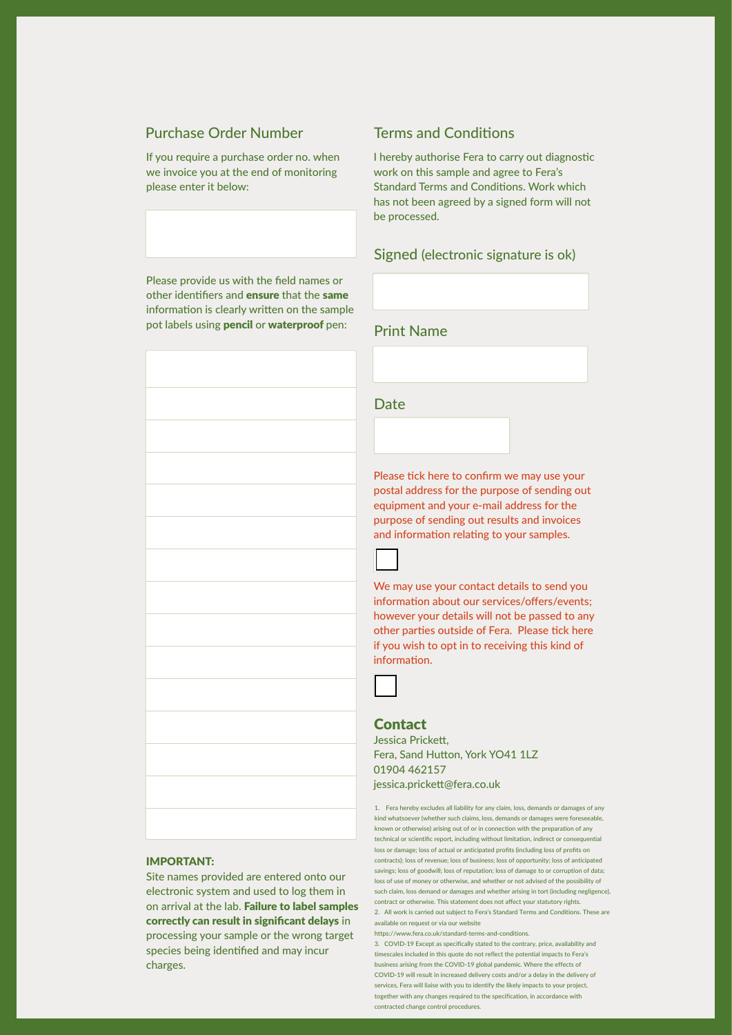## Purchase Order Number

If you require a purchase order no. when we invoice you at the end of monitoring please enter it below:

Please provide us with the field names or other identifiers and **ensure** that the **same** information is clearly written on the sample pot labels using **pencil** or **waterproof** pen:

**IMPORTANT:**

Site names provided are entered onto our electronic system and used to log them in on arrival at the lab. **Failure to label samples correctly can result in significant delays** in processing your sample or the wrong target species being identified and may incur charges.

## Terms and Conditions

I hereby authorise Fera to carry out diagnostic work on this sample and agree to Fera's Standard Terms and Conditions. Work which has not been agreed by a signed form will not be processed.

## Signed (electronic signature is ok)

## Print Name

## Date

Please tick here to confirm we may use your postal address for the purpose of sending out equipment and your e-mail address for the purpose of sending out results and invoices and information relating to your samples.

☐

We may use your contact details to send you information about our services/offers/events; however your details will not be passed to any other parties outside of Fera. Please tick here if you wish to opt in to receiving this kind of information.

☐

## Contact

Jessica Prickett,
Fera, Sand Hutton, York YO41 1LZ
01904 462157
jessica.prickett@fera.co.uk

1. Fera hereby excludes all liability for any claim, loss, demands or damages of any kind whatsoever (whether such claims, loss, demands or damages were foreseeable, known or otherwise) arising out of or in connection with the preparation of any technical or scientific report, including without limitation, indirect or consequential loss or damage; loss of actual or anticipated profits (including loss of profits on contracts); loss of revenue; loss of business; loss of opportunity; loss of anticipated savings; loss of goodwill; loss of reputation; loss of damage to or corruption of data; loss of use of money or otherwise, and whether or not advised of the possibility of such claim, loss demand or damages and whether arising in tort (including negligence), contract or otherwise. This statement does not affect your statutory rights.
2. All work is carried out subject to Fera's Standard Terms and Conditions. These are available on request or via our website https://www.fera.co.uk/standard-terms-and-conditions.
3. COVID-19 Except as specifically stated to the contrary, price, availability and timescales included in this quote do not reflect the potential impacts to Fera's business arising from the COVID-19 global pandemic. Where the effects of COVID-19 will result in increased delivery costs and/or a delay in the delivery of services, Fera will liaise with you to identify the likely impacts to your project, together with any changes required to the specification, in accordance with contracted change control procedures.